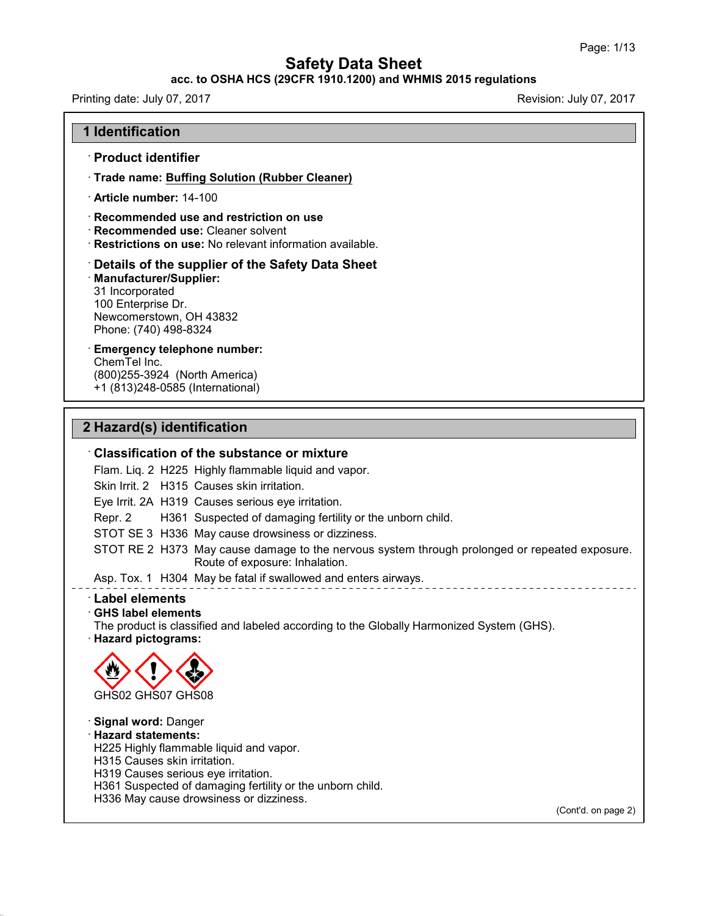# Safety Data Sheet

**acc. to OSHA HCS (29CFR 1910.1200) and WHMIS 2015 regulations**

Printing date: July 07, 2017 Revision: July 07, 2017

## 1 Identification

### · Product identifier

· **Trade name:** **Buffing Solution (Rubber Cleaner)**

· **Article number:** 14-100

· **Recommended use and restriction on use**
· **Recommended use:** Cleaner solvent
· **Restrictions on use:** No relevant information available.

### · Details of the supplier of the Safety Data Sheet

· **Manufacturer/Supplier:**
31 Incorporated
100 Enterprise Dr.
Newcomerstown, OH 43832
Phone: (740) 498-8324

· **Emergency telephone number:**
ChemTel Inc.
(800)255-3924 (North America)
+1 (813)248-0585 (International)

## 2 Hazard(s) identification

### · Classification of the substance or mixture

| | | |
|---|---|---|
| Flam. Liq. 2 | H225 | Highly flammable liquid and vapor. |
| Skin Irrit. 2 | H315 | Causes skin irritation. |
| Eye Irrit. 2A | H319 | Causes serious eye irritation. |
| Repr. 2 | H361 | Suspected of damaging fertility or the unborn child. |
| STOT SE 3 | H336 | May cause drowsiness or dizziness. |
| STOT RE 2 | H373 | May cause damage to the nervous system through prolonged or repeated exposure. Route of exposure: Inhalation. |
| Asp. Tox. 1 | H304 | May be fatal if swallowed and enters airways. |

### · Label elements

· **GHS label elements**
The product is classified and labeled according to the Globally Harmonized System (GHS).
· **Hazard pictograms:**

GHS02 GHS07 GHS08

· **Signal word:** Danger
· **Hazard statements:**
H225 Highly flammable liquid and vapor.
H315 Causes skin irritation.
H319 Causes serious eye irritation.
H361 Suspected of damaging fertility or the unborn child.
H336 May cause drowsiness or dizziness.

(Cont'd. on page 2)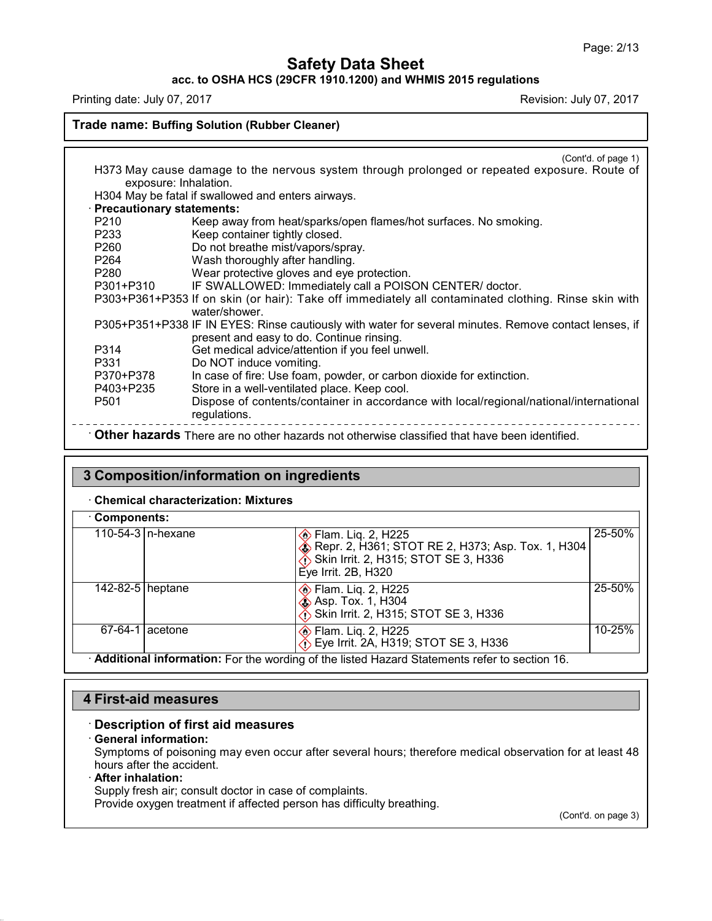**Trade name: Buffing Solution (Rubber Cleaner)**

(Cont'd. of page 1)

H373 May cause damage to the nervous system through prolonged or repeated exposure. Route of exposure: Inhalation.

H304 May be fatal if swallowed and enters airways.

· **Precautionary statements:**

| | |
|---|---|
| P210 | Keep away from heat/sparks/open flames/hot surfaces. No smoking. |
| P233 | Keep container tightly closed. |
| P260 | Do not breathe mist/vapors/spray. |
| P264 | Wash thoroughly after handling. |
| P280 | Wear protective gloves and eye protection. |
| P301+P310 | IF SWALLOWED: Immediately call a POISON CENTER/ doctor. |
| P303+P361+P353 | If on skin (or hair): Take off immediately all contaminated clothing. Rinse skin with water/shower. |
| P305+P351+P338 | IF IN EYES: Rinse cautiously with water for several minutes. Remove contact lenses, if present and easy to do. Continue rinsing. |
| P314 | Get medical advice/attention if you feel unwell. |
| P331 | Do NOT induce vomiting. |
| P370+P378 | In case of fire: Use foam, powder, or carbon dioxide for extinction. |
| P403+P235 | Store in a well-ventilated place. Keep cool. |
| P501 | Dispose of contents/container in accordance with local/regional/national/international regulations. |

· **Other hazards** There are no other hazards not otherwise classified that have been identified.

## 3 Composition/information on ingredients

· **Chemical characterization: Mixtures**

· **Components:**

| CAS | Name | Classification | % |
|---|---|---|---|
| 110-54-3 | n-hexane | Flam. Liq. 2, H225<br>Repr. 2, H361; STOT RE 2, H373; Asp. Tox. 1, H304<br>Skin Irrit. 2, H315; STOT SE 3, H336<br>Eye Irrit. 2B, H320 | 25-50% |
| 142-82-5 | heptane | Flam. Liq. 2, H225<br>Asp. Tox. 1, H304<br>Skin Irrit. 2, H315; STOT SE 3, H336 | 25-50% |
| 67-64-1 | acetone | Flam. Liq. 2, H225<br>Eye Irrit. 2A, H319; STOT SE 3, H336 | 10-25% |

· **Additional information:** For the wording of the listed Hazard Statements refer to section 16.

## 4 First-aid measures

### · Description of first aid measures

· **General information:**

Symptoms of poisoning may even occur after several hours; therefore medical observation for at least 48 hours after the accident.

· **After inhalation:**

Supply fresh air; consult doctor in case of complaints.

Provide oxygen treatment if affected person has difficulty breathing.

(Cont'd. on page 3)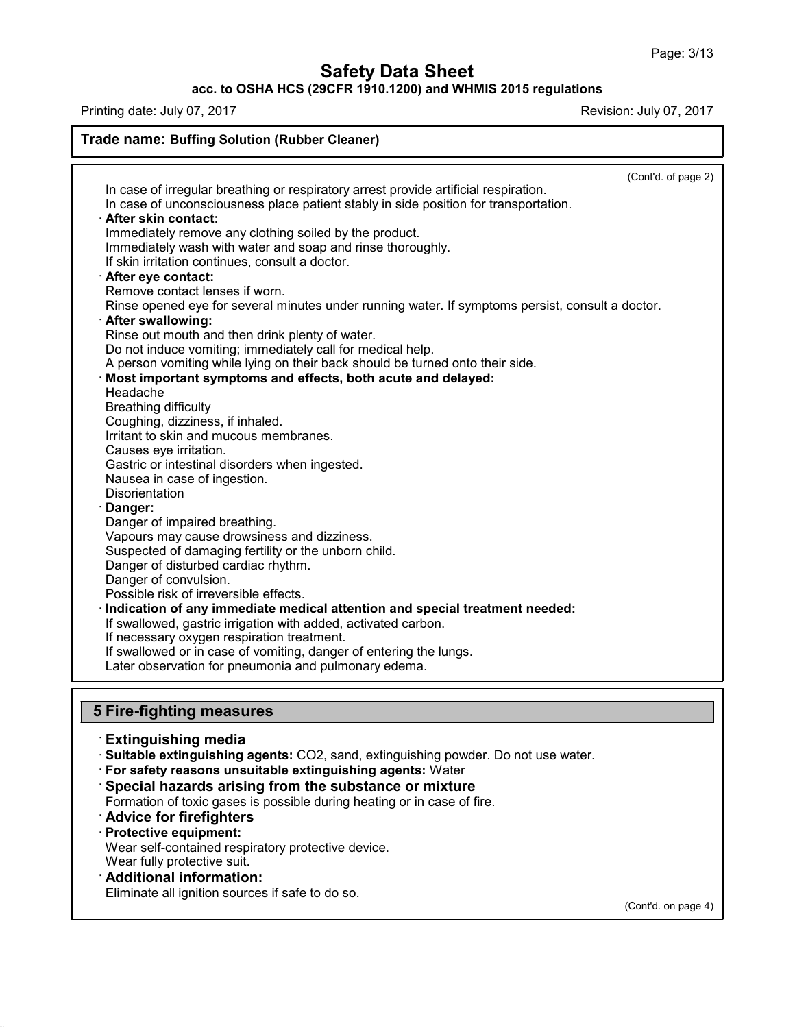**Trade name: Buffing Solution (Rubber Cleaner)**

(Cont'd. of page 2)

In case of irregular breathing or respiratory arrest provide artificial respiration.
In case of unconsciousness place patient stably in side position for transportation.

· **After skin contact:**
Immediately remove any clothing soiled by the product.
Immediately wash with water and soap and rinse thoroughly.
If skin irritation continues, consult a doctor.

· **After eye contact:**
Remove contact lenses if worn.
Rinse opened eye for several minutes under running water. If symptoms persist, consult a doctor.

· **After swallowing:**
Rinse out mouth and then drink plenty of water.
Do not induce vomiting; immediately call for medical help.
A person vomiting while lying on their back should be turned onto their side.

· **Most important symptoms and effects, both acute and delayed:**
Headache
Breathing difficulty
Coughing, dizziness, if inhaled.
Irritant to skin and mucous membranes.
Causes eye irritation.
Gastric or intestinal disorders when ingested.
Nausea in case of ingestion.
Disorientation

· **Danger:**
Danger of impaired breathing.
Vapours may cause drowsiness and dizziness.
Suspected of damaging fertility or the unborn child.
Danger of disturbed cardiac rhythm.
Danger of convulsion.
Possible risk of irreversible effects.

· **Indication of any immediate medical attention and special treatment needed:**
If swallowed, gastric irrigation with added, activated carbon.
If necessary oxygen respiration treatment.
If swallowed or in case of vomiting, danger of entering the lungs.
Later observation for pneumonia and pulmonary edema.

## 5 Fire-fighting measures

### · Extinguishing media

· **Suitable extinguishing agents:** $CO_2$, sand, extinguishing powder. Do not use water.

· **For safety reasons unsuitable extinguishing agents:** Water

### · Special hazards arising from the substance or mixture

Formation of toxic gases is possible during heating or in case of fire.

### · Advice for firefighters

· **Protective equipment:**
Wear self-contained respiratory protective device.
Wear fully protective suit.

### · Additional information:

Eliminate all ignition sources if safe to do so.

(Cont'd. on page 4)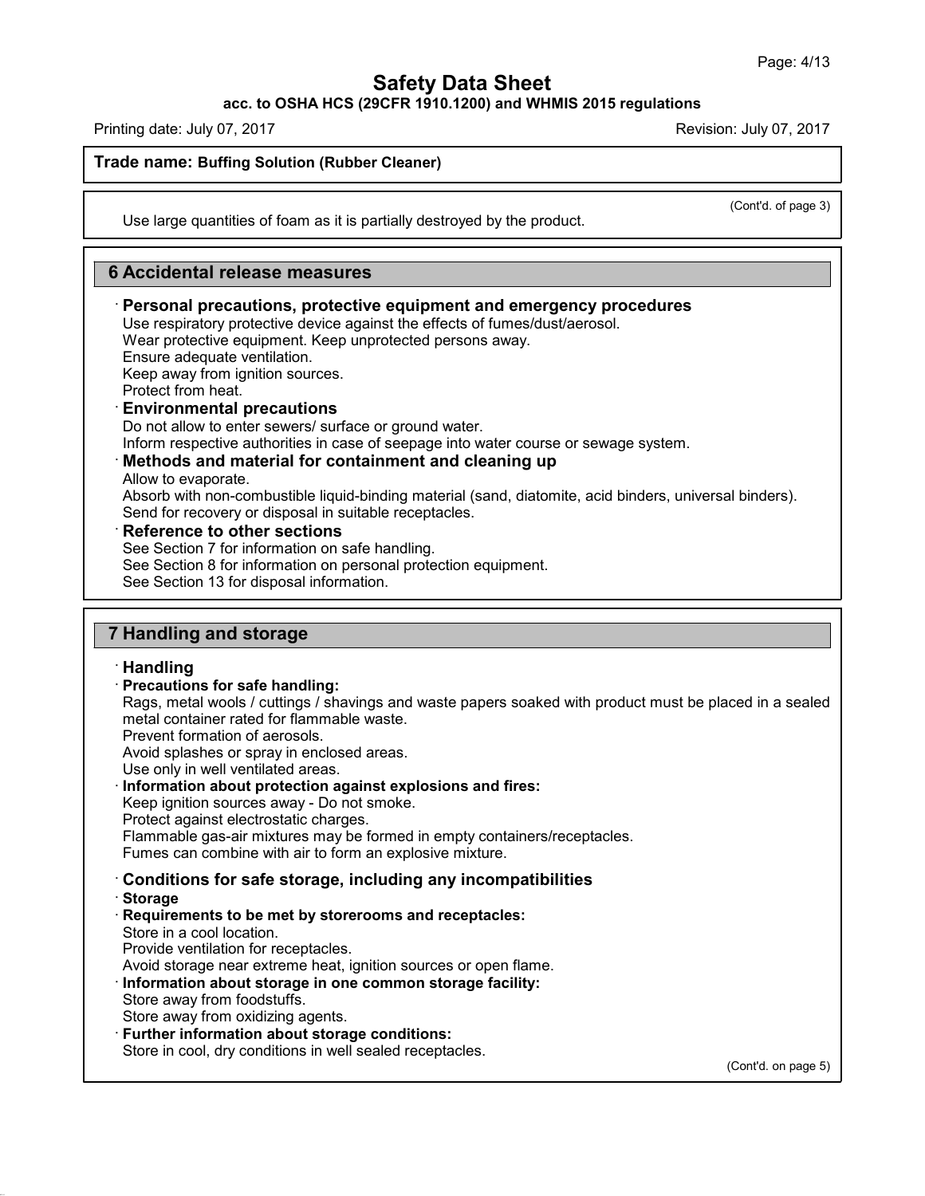(Cont'd. of page 3)

Use large quantities of foam as it is partially destroyed by the product.

## 6 Accidental release measures

· **Personal precautions, protective equipment and emergency procedures**
Use respiratory protective device against the effects of fumes/dust/aerosol.
Wear protective equipment. Keep unprotected persons away.
Ensure adequate ventilation.
Keep away from ignition sources.
Protect from heat.

· **Environmental precautions**
Do not allow to enter sewers/ surface or ground water.
Inform respective authorities in case of seepage into water course or sewage system.

· **Methods and material for containment and cleaning up**
Allow to evaporate.
Absorb with non-combustible liquid-binding material (sand, diatomite, acid binders, universal binders).
Send for recovery or disposal in suitable receptacles.

· **Reference to other sections**
See Section 7 for information on safe handling.
See Section 8 for information on personal protection equipment.
See Section 13 for disposal information.

## 7 Handling and storage

· **Handling**

· **Precautions for safe handling:**
Rags, metal wools / cuttings / shavings and waste papers soaked with product must be placed in a sealed metal container rated for flammable waste.
Prevent formation of aerosols.
Avoid splashes or spray in enclosed areas.
Use only in well ventilated areas.

· **Information about protection against explosions and fires:**
Keep ignition sources away - Do not smoke.
Protect against electrostatic charges.
Flammable gas-air mixtures may be formed in empty containers/receptacles.
Fumes can combine with air to form an explosive mixture.

· **Conditions for safe storage, including any incompatibilities**

· **Storage**

· **Requirements to be met by storerooms and receptacles:**
Store in a cool location.
Provide ventilation for receptacles.
Avoid storage near extreme heat, ignition sources or open flame.

· **Information about storage in one common storage facility:**
Store away from foodstuffs.
Store away from oxidizing agents.

· **Further information about storage conditions:**
Store in cool, dry conditions in well sealed receptacles.

(Cont'd. on page 5)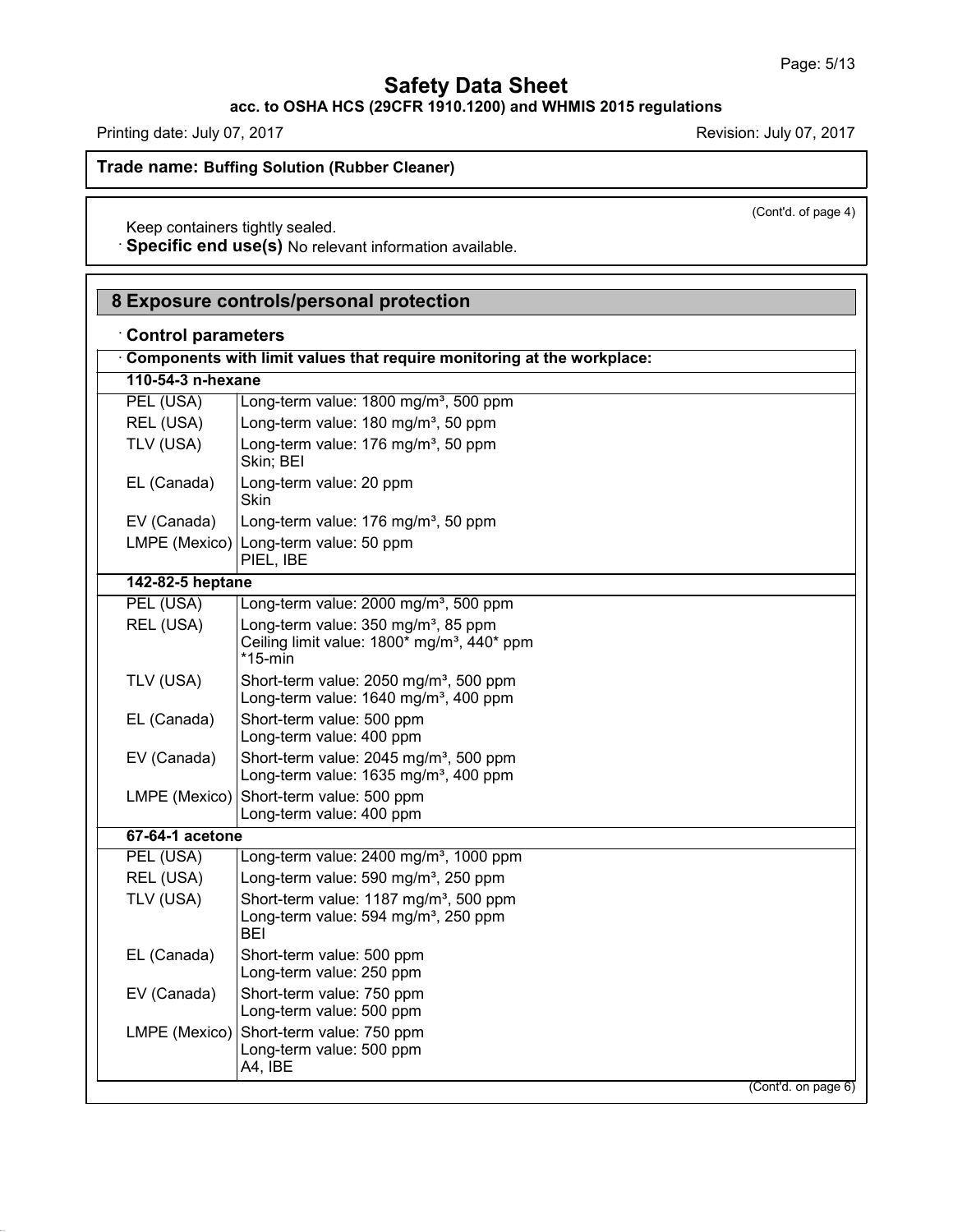**Trade name: Buffing Solution (Rubber Cleaner)**

(Cont'd. of page 4)

Keep containers tightly sealed.

· **Specific end use(s)** No relevant information available.

## 8 Exposure controls/personal protection

· **Control parameters**

· **Components with limit values that require monitoring at the workplace:**

| **110-54-3 n-hexane** | |
|---|---|
| PEL (USA) | Long-term value: 1800 mg/m³, 500 ppm |
| REL (USA) | Long-term value: 180 mg/m³, 50 ppm |
| TLV (USA) | Long-term value: 176 mg/m³, 50 ppm<br>Skin; BEI |
| EL (Canada) | Long-term value: 20 ppm<br>Skin |
| EV (Canada) | Long-term value: 176 mg/m³, 50 ppm |
| LMPE (Mexico) | Long-term value: 50 ppm<br>PIEL, IBE |

| **142-82-5 heptane** | |
|---|---|
| PEL (USA) | Long-term value: 2000 mg/m³, 500 ppm |
| REL (USA) | Long-term value: 350 mg/m³, 85 ppm<br>Ceiling limit value: 1800* mg/m³, 440* ppm<br>*15-min |
| TLV (USA) | Short-term value: 2050 mg/m³, 500 ppm<br>Long-term value: 1640 mg/m³, 400 ppm |
| EL (Canada) | Short-term value: 500 ppm<br>Long-term value: 400 ppm |
| EV (Canada) | Short-term value: 2045 mg/m³, 500 ppm<br>Long-term value: 1635 mg/m³, 400 ppm |
| LMPE (Mexico) | Short-term value: 500 ppm<br>Long-term value: 400 ppm |

| **67-64-1 acetone** | |
|---|---|
| PEL (USA) | Long-term value: 2400 mg/m³, 1000 ppm |
| REL (USA) | Long-term value: 590 mg/m³, 250 ppm |
| TLV (USA) | Short-term value: 1187 mg/m³, 500 ppm<br>Long-term value: 594 mg/m³, 250 ppm<br>BEI |
| EL (Canada) | Short-term value: 500 ppm<br>Long-term value: 250 ppm |
| EV (Canada) | Short-term value: 750 ppm<br>Long-term value: 500 ppm |
| LMPE (Mexico) | Short-term value: 750 ppm<br>Long-term value: 500 ppm<br>A4, IBE |

(Cont'd. on page 6)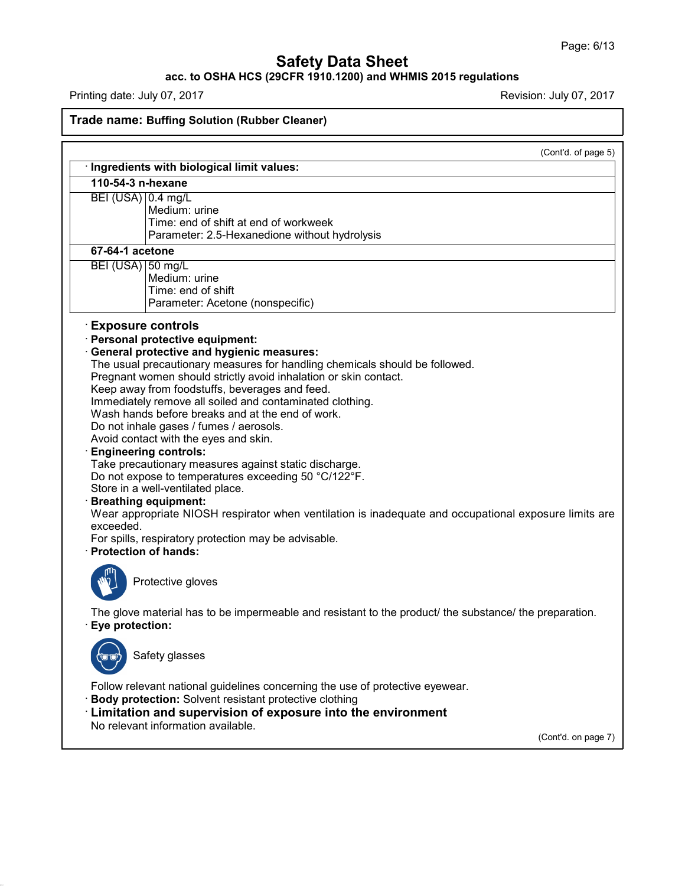## Safety Data Sheet

**acc. to OSHA HCS (29CFR 1910.1200) and WHMIS 2015 regulations**

Printing date: July 07, 2017 Revision: July 07, 2017

**Trade name: Buffing Solution (Rubber Cleaner)**

(Cont'd. of page 5)

· **Ingredients with biological limit values:**

| **110-54-3 n-hexane** | |
|---|---|
| BEI (USA) | 0.4 mg/L<br>Medium: urine<br>Time: end of shift at end of workweek<br>Parameter: 2.5-Hexanedione without hydrolysis |
| **67-64-1 acetone** | |
| BEI (USA) | 50 mg/L<br>Medium: urine<br>Time: end of shift<br>Parameter: Acetone (nonspecific) |

### · Exposure controls

· **Personal protective equipment:**

· **General protective and hygienic measures:**

The usual precautionary measures for handling chemicals should be followed.
Pregnant women should strictly avoid inhalation or skin contact.
Keep away from foodstuffs, beverages and feed.
Immediately remove all soiled and contaminated clothing.
Wash hands before breaks and at the end of work.
Do not inhale gases / fumes / aerosols.
Avoid contact with the eyes and skin.

· **Engineering controls:**

Take precautionary measures against static discharge.
Do not expose to temperatures exceeding 50 °C/122°F.
Store in a well-ventilated place.

· **Breathing equipment:**

Wear appropriate NIOSH respirator when ventilation is inadequate and occupational exposure limits are exceeded.
For spills, respiratory protection may be advisable.

· **Protection of hands:**

Protective gloves

The glove material has to be impermeable and resistant to the product/ the substance/ the preparation.

· **Eye protection:**

Safety glasses

Follow relevant national guidelines concerning the use of protective eyewear.

· **Body protection:** Solvent resistant protective clothing

### · Limitation and supervision of exposure into the environment

No relevant information available.

(Cont'd. on page 7)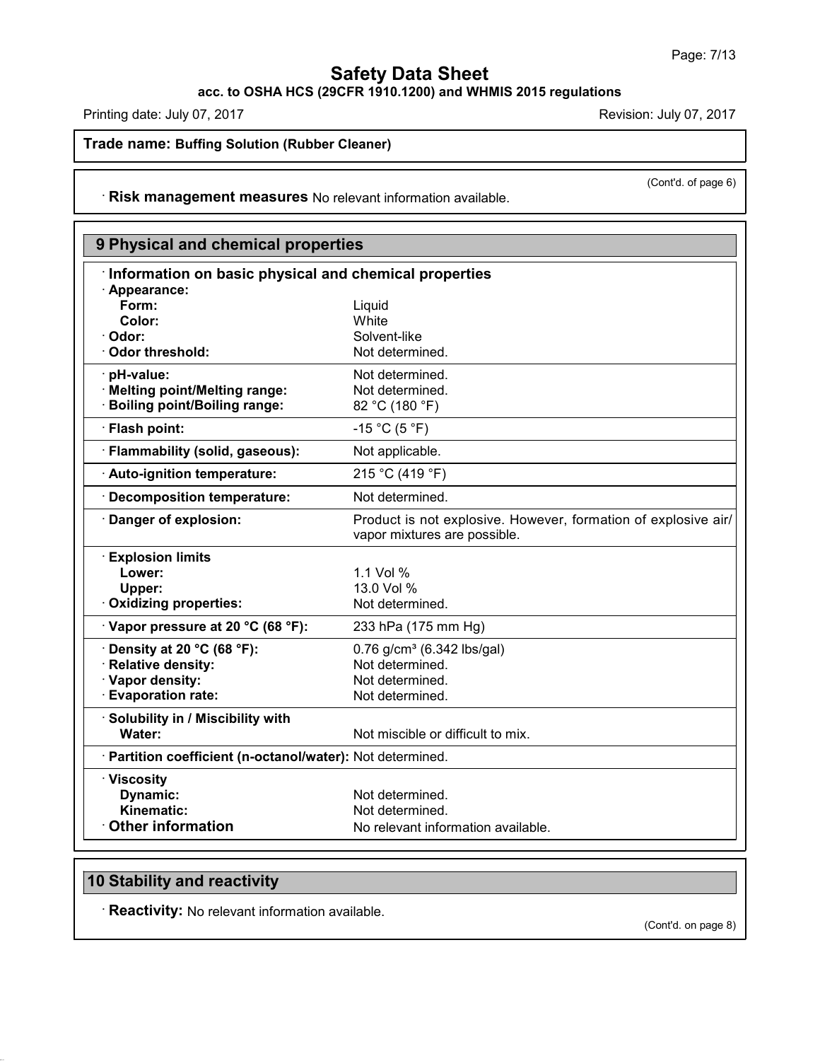**Trade name: Buffing Solution (Rubber Cleaner)**

(Cont'd. of page 6)

· **Risk management measures** No relevant information available.

## 9 Physical and chemical properties

· **Information on basic physical and chemical properties**

| Property | Value |
| --- | --- |
| · **Appearance:** | |
| **Form:** | Liquid |
| **Color:** | White |
| · **Odor:** | Solvent-like |
| · **Odor threshold:** | Not determined. |
| · **pH-value:** | Not determined. |
| · **Melting point/Melting range:** | Not determined. |
| · **Boiling point/Boiling range:** | 82 °C (180 °F) |
| · **Flash point:** | -15 °C (5 °F) |
| · **Flammability (solid, gaseous):** | Not applicable. |
| · **Auto-ignition temperature:** | 215 °C (419 °F) |
| · **Decomposition temperature:** | Not determined. |
| · **Danger of explosion:** | Product is not explosive. However, formation of explosive air/vapor mixtures are possible. |
| · **Explosion limits** | |
| **Lower:** | 1.1 Vol % |
| **Upper:** | 13.0 Vol % |
| · **Oxidizing properties:** | Not determined. |
| · **Vapor pressure at 20 °C (68 °F):** | 233 hPa (175 mm Hg) |
| · **Density at 20 °C (68 °F):** | 0.76 g/cm³ (6.342 lbs/gal) |
| · **Relative density:** | Not determined. |
| · **Vapor density:** | Not determined. |
| · **Evaporation rate:** | Not determined. |
| · **Solubility in / Miscibility with** | |
| **Water:** | Not miscible or difficult to mix. |
| · **Partition coefficient (n-octanol/water):** | Not determined. |
| · **Viscosity** | |
| **Dynamic:** | Not determined. |
| **Kinematic:** | Not determined. |
| · **Other information** | No relevant information available. |

## 10 Stability and reactivity

· **Reactivity:** No relevant information available.

(Cont'd. on page 8)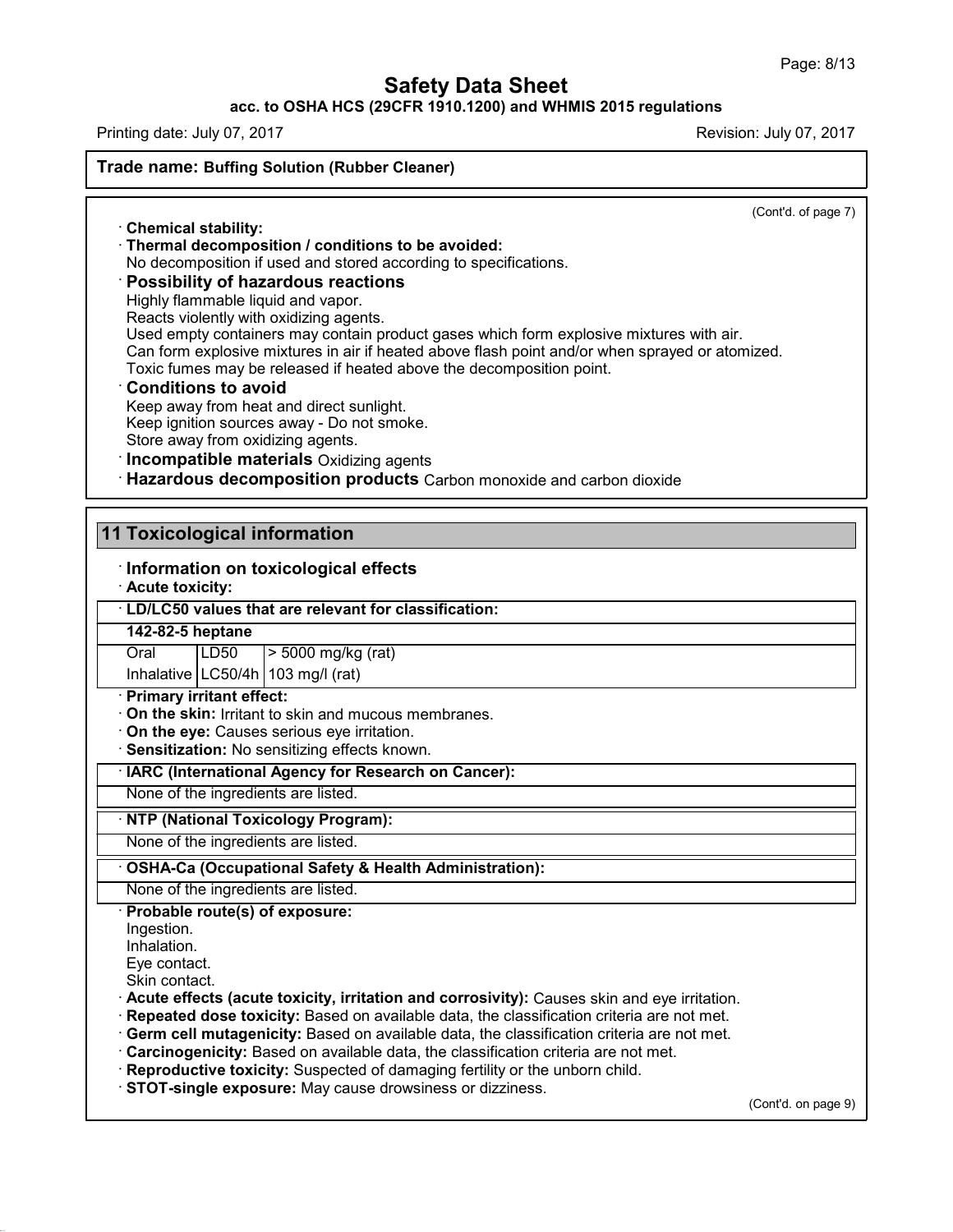**Trade name: Buffing Solution (Rubber Cleaner)**

(Cont'd. of page 7)

· **Chemical stability:**

· **Thermal decomposition / conditions to be avoided:**
No decomposition if used and stored according to specifications.

· **Possibility of hazardous reactions**
Highly flammable liquid and vapor.
Reacts violently with oxidizing agents.
Used empty containers may contain product gases which form explosive mixtures with air.
Can form explosive mixtures in air if heated above flash point and/or when sprayed or atomized.
Toxic fumes may be released if heated above the decomposition point.

· **Conditions to avoid**
Keep away from heat and direct sunlight.
Keep ignition sources away - Do not smoke.
Store away from oxidizing agents.

· **Incompatible materials** Oxidizing agents

· **Hazardous decomposition products** Carbon monoxide and carbon dioxide

## 11 Toxicological information

· **Information on toxicological effects**

· **Acute toxicity:**

· **LD/LC50 values that are relevant for classification:**

| **142-82-5 heptane** | | |
|---|---|---|
| Oral | LD50 | > 5000 mg/kg (rat) |
| Inhalative | LC50/4h | 103 mg/l (rat) |

· **Primary irritant effect:**

· **On the skin:** Irritant to skin and mucous membranes.

· **On the eye:** Causes serious eye irritation.

· **Sensitization:** No sensitizing effects known.

· **IARC (International Agency for Research on Cancer):**

None of the ingredients are listed.

· **NTP (National Toxicology Program):**

None of the ingredients are listed.

· **OSHA-Ca (Occupational Safety & Health Administration):**

None of the ingredients are listed.

· **Probable route(s) of exposure:**
Ingestion.
Inhalation.
Eye contact.
Skin contact.

· **Acute effects (acute toxicity, irritation and corrosivity):** Causes skin and eye irritation.

· **Repeated dose toxicity:** Based on available data, the classification criteria are not met.

· **Germ cell mutagenicity:** Based on available data, the classification criteria are not met.

· **Carcinogenicity:** Based on available data, the classification criteria are not met.

· **Reproductive toxicity:** Suspected of damaging fertility or the unborn child.

· **STOT-single exposure:** May cause drowsiness or dizziness.

(Cont'd. on page 9)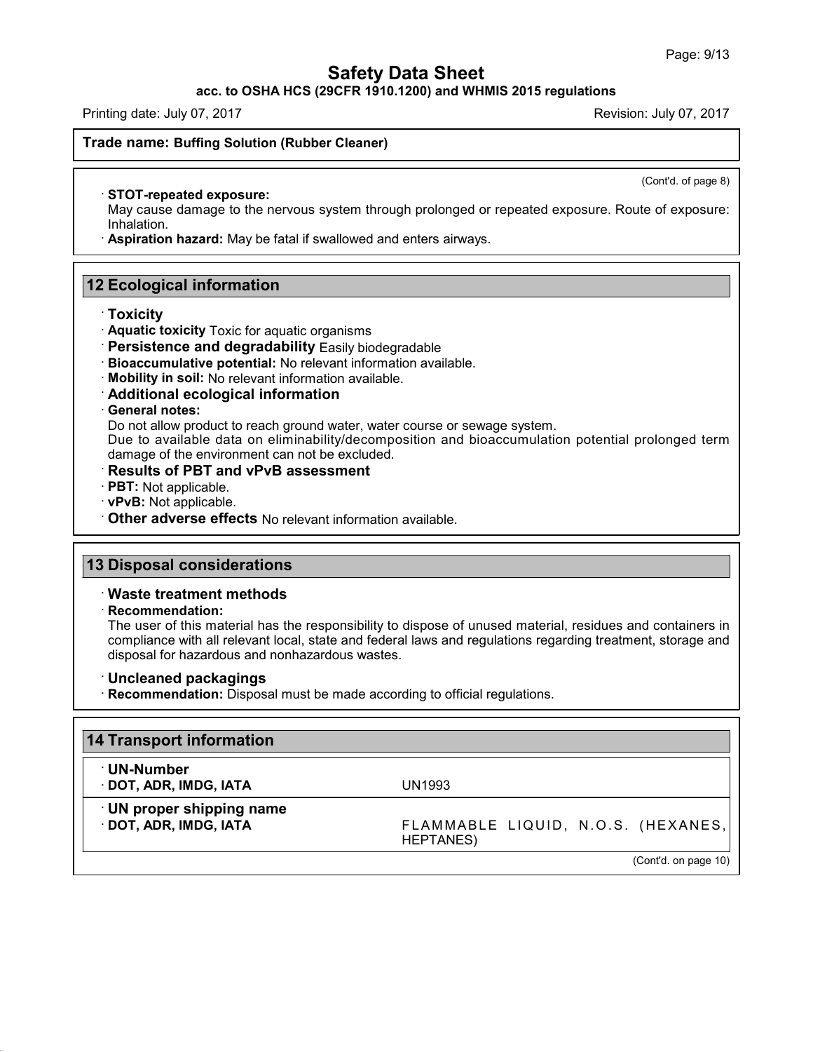**Trade name: Buffing Solution (Rubber Cleaner)**

(Cont'd. of page 8)

· **STOT-repeated exposure:**
May cause damage to the nervous system through prolonged or repeated exposure. Route of exposure: Inhalation.

· **Aspiration hazard:** May be fatal if swallowed and enters airways.

## 12 Ecological information

· **Toxicity**

· **Aquatic toxicity** Toxic for aquatic organisms

· **Persistence and degradability** Easily biodegradable

· **Bioaccumulative potential:** No relevant information available.

· **Mobility in soil:** No relevant information available.

· **Additional ecological information**

· **General notes:**
Do not allow product to reach ground water, water course or sewage system.
Due to available data on eliminability/decomposition and bioaccumulation potential prolonged term damage of the environment can not be excluded.

· **Results of PBT and vPvB assessment**

· **PBT:** Not applicable.

· **vPvB:** Not applicable.

· **Other adverse effects** No relevant information available.

## 13 Disposal considerations

· **Waste treatment methods**

· **Recommendation:**
The user of this material has the responsibility to dispose of unused material, residues and containers in compliance with all relevant local, state and federal laws and regulations regarding treatment, storage and disposal for hazardous and nonhazardous wastes.

· **Uncleaned packagings**

· **Recommendation:** Disposal must be made according to official regulations.

## 14 Transport information

| · **UN-Number** | |
|---|---|
| · **DOT, ADR, IMDG, IATA** | UN1993 |
| · **UN proper shipping name** | |
| · **DOT, ADR, IMDG, IATA** | FLAMMABLE LIQUID, N.O.S. (HEXANES, HEPTANES) |

(Cont'd. on page 10)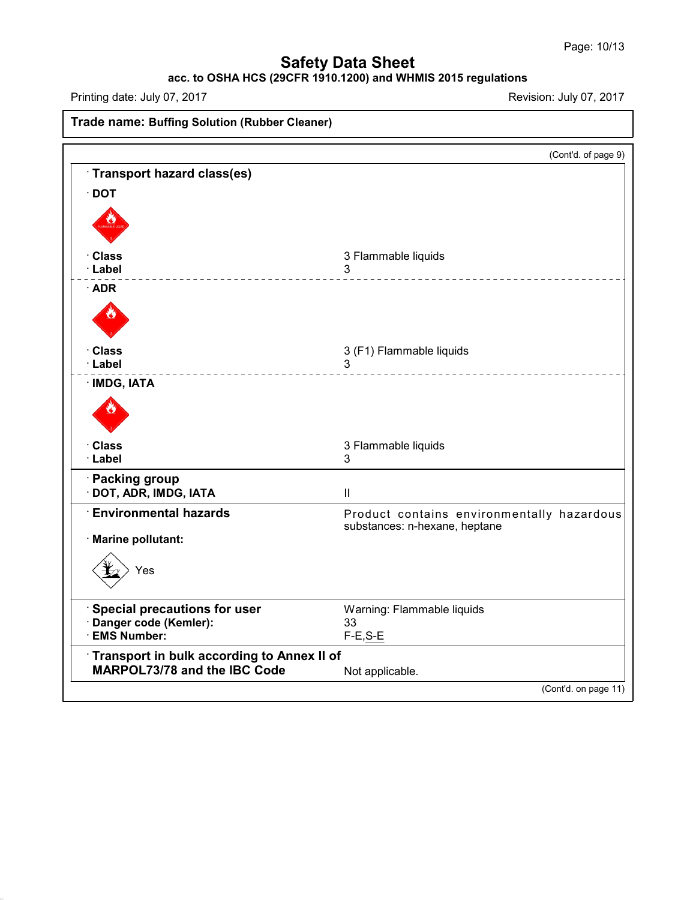# Safety Data Sheet

**acc. to OSHA HCS (29CFR 1910.1200) and WHMIS 2015 regulations**

Printing date: July 07, 2017 | Revision: July 07, 2017

**Trade name: Buffing Solution (Rubber Cleaner)**

(Cont'd. of page 9)

**· Transport hazard class(es)**

**· DOT**

| | |
|---|---|
| **· Class** | 3 Flammable liquids |
| **· Label** | 3 |

**· ADR**

| | |
|---|---|
| **· Class** | 3 (F1) Flammable liquids |
| **· Label** | 3 |

**· IMDG, IATA**

| | |
|---|---|
| **· Class** | 3 Flammable liquids |
| **· Label** | 3 |

**· Packing group**

| | |
|---|---|
| **· DOT, ADR, IMDG, IATA** | II |

| | |
|---|---|
| **· Environmental hazards** | Product contains environmentally hazardous substances: n-hexane, heptane |
| **· Marine pollutant:** | Yes |

| | |
|---|---|
| **· Special precautions for user** | Warning: Flammable liquids |
| **· Danger code (Kemler):** | 33 |
| **· EMS Number:** | F-E,S-E |

| | |
|---|---|
| **· Transport in bulk according to Annex II of MARPOL73/78 and the IBC Code** | Not applicable. |

(Cont'd. on page 11)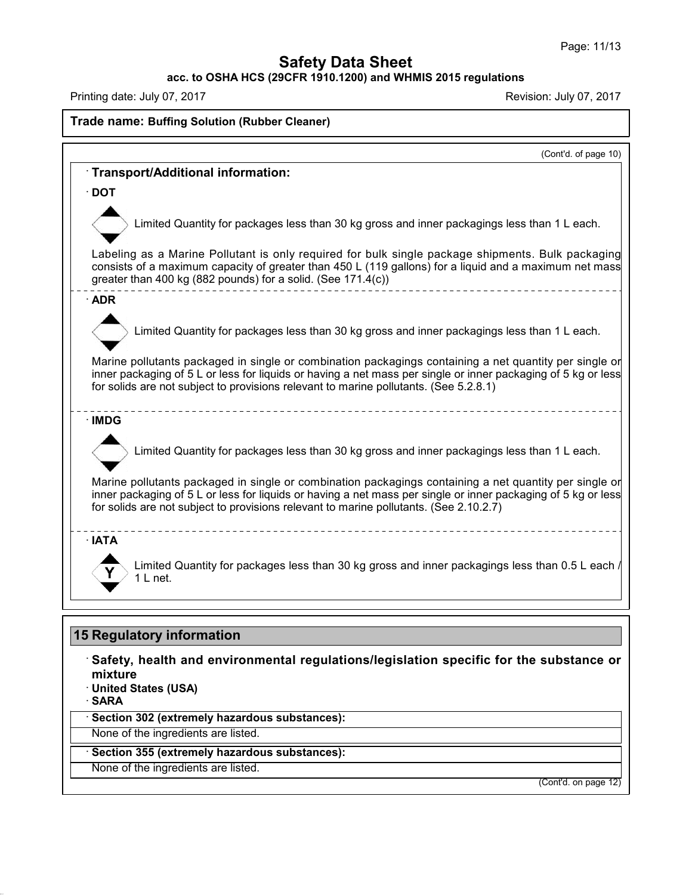(Cont'd. of page 10)

· **Transport/Additional information:**

· **DOT**

Limited Quantity for packages less than 30 kg gross and inner packagings less than 1 L each.

Labeling as a Marine Pollutant is only required for bulk single package shipments. Bulk packaging consists of a maximum capacity of greater than 450 L (119 gallons) for a liquid and a maximum net mass greater than 400 kg (882 pounds) for a solid. (See 171.4(c))

· **ADR**

Limited Quantity for packages less than 30 kg gross and inner packagings less than 1 L each.

Marine pollutants packaged in single or combination packagings containing a net quantity per single or inner packaging of 5 L or less for liquids or having a net mass per single or inner packaging of 5 kg or less for solids are not subject to provisions relevant to marine pollutants. (See 5.2.8.1)

· **IMDG**

Limited Quantity for packages less than 30 kg gross and inner packagings less than 1 L each.

Marine pollutants packaged in single or combination packagings containing a net quantity per single or inner packaging of 5 L or less for liquids or having a net mass per single or inner packaging of 5 kg or less for solids are not subject to provisions relevant to marine pollutants. (See 2.10.2.7)

· **IATA**

Y

Limited Quantity for packages less than 30 kg gross and inner packagings less than 0.5 L each / 1 L net.

## 15 Regulatory information

· **Safety, health and environmental regulations/legislation specific for the substance or mixture**

· **United States (USA)**

· **SARA**

· **Section 302 (extremely hazardous substances):**

None of the ingredients are listed.

· **Section 355 (extremely hazardous substances):**

None of the ingredients are listed.

(Cont'd. on page 12)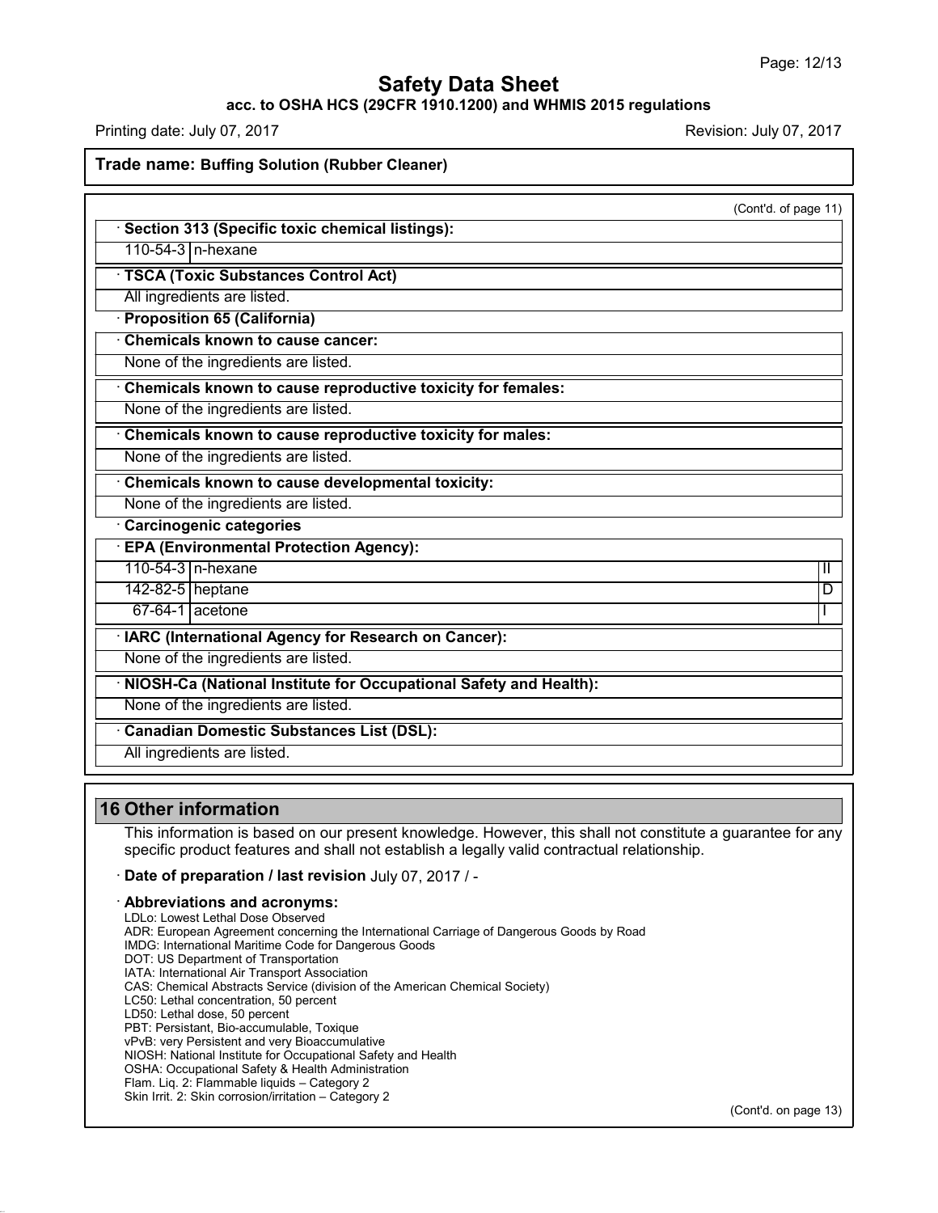**Trade name: Buffing Solution (Rubber Cleaner)**

(Cont'd. of page 11)

· **Section 313 (Specific toxic chemical listings):**

| | |
|---|---|
| 110-54-3 | n-hexane |

· **TSCA (Toxic Substances Control Act)**

All ingredients are listed.

· **Proposition 65 (California)**

· **Chemicals known to cause cancer:**

None of the ingredients are listed.

· **Chemicals known to cause reproductive toxicity for females:**

None of the ingredients are listed.

· **Chemicals known to cause reproductive toxicity for males:**

None of the ingredients are listed.

· **Chemicals known to cause developmental toxicity:**

None of the ingredients are listed.

· **Carcinogenic categories**

· **EPA (Environmental Protection Agency):**

| | | |
|---|---|---|
| 110-54-3 | n-hexane | II |
| 142-82-5 | heptane | D |
| 67-64-1 | acetone | I |

· **IARC (International Agency for Research on Cancer):**

None of the ingredients are listed.

· **NIOSH-Ca (National Institute for Occupational Safety and Health):**

None of the ingredients are listed.

· **Canadian Domestic Substances List (DSL):**

All ingredients are listed.

## 16 Other information

This information is based on our present knowledge. However, this shall not constitute a guarantee for any specific product features and shall not establish a legally valid contractual relationship.

· **Date of preparation / last revision** July 07, 2017 / -

· **Abbreviations and acronyms:**

LDLo: Lowest Lethal Dose Observed
ADR: European Agreement concerning the International Carriage of Dangerous Goods by Road
IMDG: International Maritime Code for Dangerous Goods
DOT: US Department of Transportation
IATA: International Air Transport Association
CAS: Chemical Abstracts Service (division of the American Chemical Society)
LC50: Lethal concentration, 50 percent
LD50: Lethal dose, 50 percent
PBT: Persistant, Bio-accumulable, Toxique
vPvB: very Persistent and very Bioaccumulative
NIOSH: National Institute for Occupational Safety and Health
OSHA: Occupational Safety & Health Administration
Flam. Liq. 2: Flammable liquids – Category 2
Skin Irrit. 2: Skin corrosion/irritation – Category 2

(Cont'd. on page 13)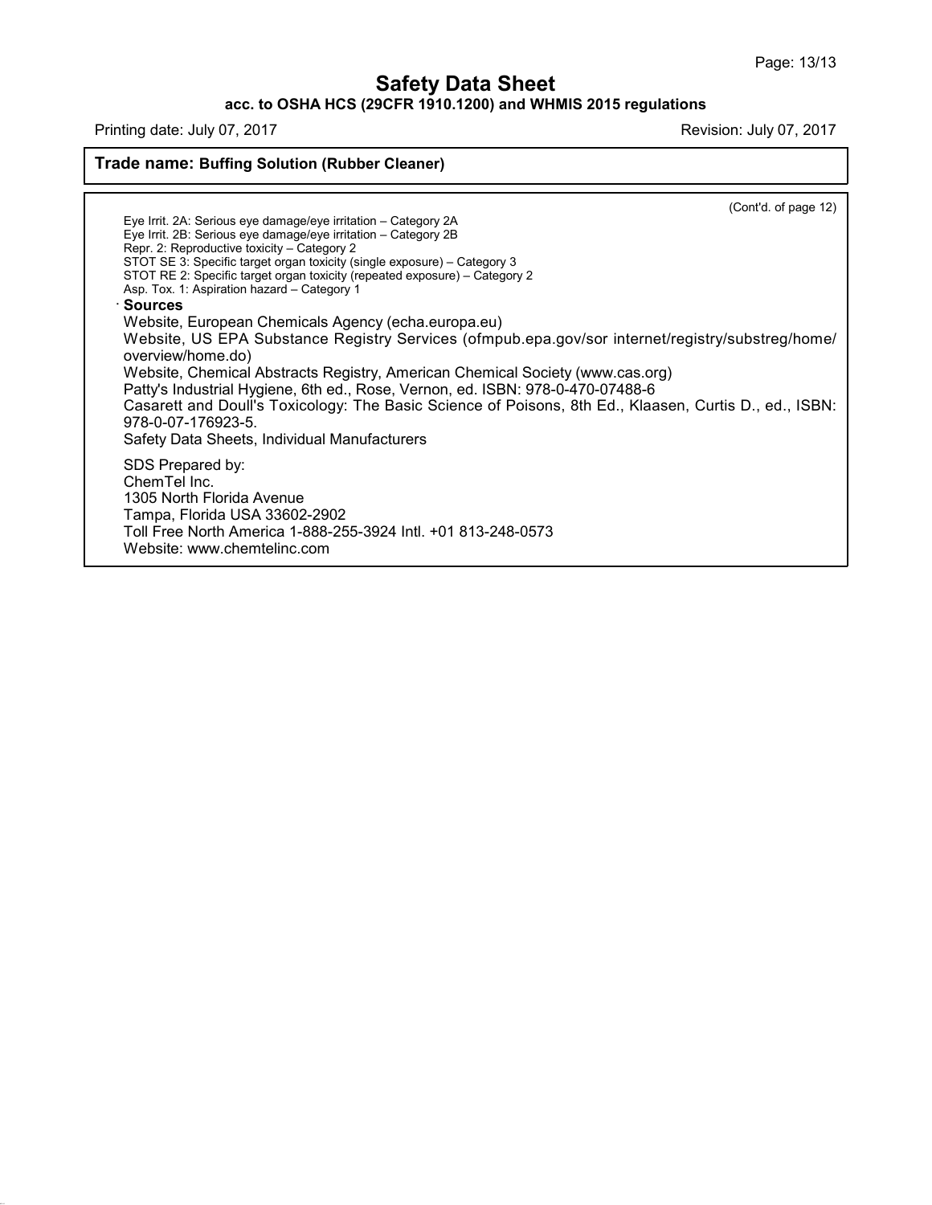(Cont'd. of page 12)

Eye Irrit. 2A: Serious eye damage/eye irritation – Category 2A
Eye Irrit. 2B: Serious eye damage/eye irritation – Category 2B
Repr. 2: Reproductive toxicity – Category 2
STOT SE 3: Specific target organ toxicity (single exposure) – Category 3
STOT RE 2: Specific target organ toxicity (repeated exposure) – Category 2
Asp. Tox. 1: Aspiration hazard – Category 1

· **Sources**

Website, European Chemicals Agency (echa.europa.eu)
Website, US EPA Substance Registry Services (ofmpub.epa.gov/sor internet/registry/substreg/home/overview/home.do)
Website, Chemical Abstracts Registry, American Chemical Society (www.cas.org)
Patty's Industrial Hygiene, 6th ed., Rose, Vernon, ed. ISBN: 978-0-470-07488-6
Casarett and Doull's Toxicology: The Basic Science of Poisons, 8th Ed., Klaasen, Curtis D., ed., ISBN: 978-0-07-176923-5.
Safety Data Sheets, Individual Manufacturers

SDS Prepared by:
ChemTel Inc.
1305 North Florida Avenue
Tampa, Florida USA 33602-2902
Toll Free North America 1-888-255-3924 Intl. +01 813-248-0573
Website: www.chemtelinc.com